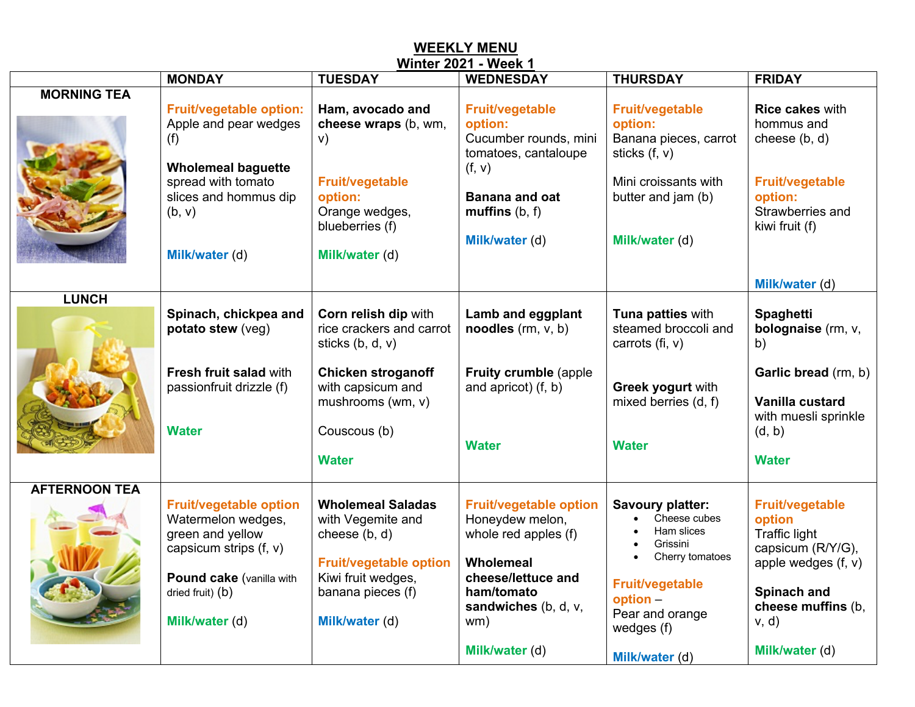# WEEKLY MENU
## Winter 2021 - Week 1

| | MONDAY | TUESDAY | WEDNESDAY | THURSDAY | FRIDAY |
|---|---|---|---|---|---|
| **MORNING TEA** | Fruit/vegetable option: Apple and pear wedges (f)<br><br>**Wholemeal baguette** spread with tomato slices and hommus dip (b, v)<br><br>Milk/water (d) | **Ham, avocado and cheese wraps** (b, wm, v)<br><br>Fruit/vegetable option: Orange wedges, blueberries (f)<br><br>Milk/water (d) | Fruit/vegetable option: Cucumber rounds, mini tomatoes, cantaloupe (f, v)<br><br>**Banana and oat muffins** (b, f)<br><br>Milk/water (d) | Fruit/vegetable option: Banana pieces, carrot sticks (f, v)<br><br>Mini croissants with butter and jam (b)<br><br>Milk/water (d) | **Rice cakes** with hommus and cheese (b, d)<br><br>Fruit/vegetable option: Strawberries and kiwi fruit (f)<br><br>Milk/water (d) |
| **LUNCH** | **Spinach, chickpea and potato stew** (veg)<br><br>**Fresh fruit salad** with passionfruit drizzle (f)<br><br>Water | **Corn relish dip** with rice crackers and carrot sticks (b, d, v)<br><br>**Chicken stroganoff** with capsicum and mushrooms (wm, v)<br><br>Couscous (b)<br><br>Water | **Lamb and eggplant noodles** (rm, v, b)<br><br>**Fruity crumble** (apple and apricot) (f, b)<br><br>Water | **Tuna patties** with steamed broccoli and carrots (fi, v)<br><br>**Greek yogurt** with mixed berries (d, f)<br><br>Water | **Spaghetti bolognaise** (rm, v, b)<br><br>**Garlic bread** (rm, b)<br><br>**Vanilla custard** with muesli sprinkle (d, b)<br><br>Water |
| **AFTERNOON TEA** | Fruit/vegetable option Watermelon wedges, green and yellow capsicum strips (f, v)<br><br>**Pound cake** (vanilla with dried fruit) (b)<br><br>Milk/water (d) | **Wholemeal Saladas** with Vegemite and cheese (b, d)<br><br>Fruit/vegetable option Kiwi fruit wedges, banana pieces (f)<br><br>Milk/water (d) | Fruit/vegetable option Honeydew melon, whole red apples (f)<br><br>**Wholemeal cheese/lettuce and ham/tomato sandwiches** (b, d, v, wm)<br><br>Milk/water (d) | **Savoury platter:**<br>• Cheese cubes<br>• Ham slices<br>• Grissini<br>• Cherry tomatoes<br><br>Fruit/vegetable option – Pear and orange wedges (f)<br><br>Milk/water (d) | Fruit/vegetable option Traffic light capsicum (R/Y/G), apple wedges (f, v)<br><br>**Spinach and cheese muffins** (b, v, d)<br><br>Milk/water (d) |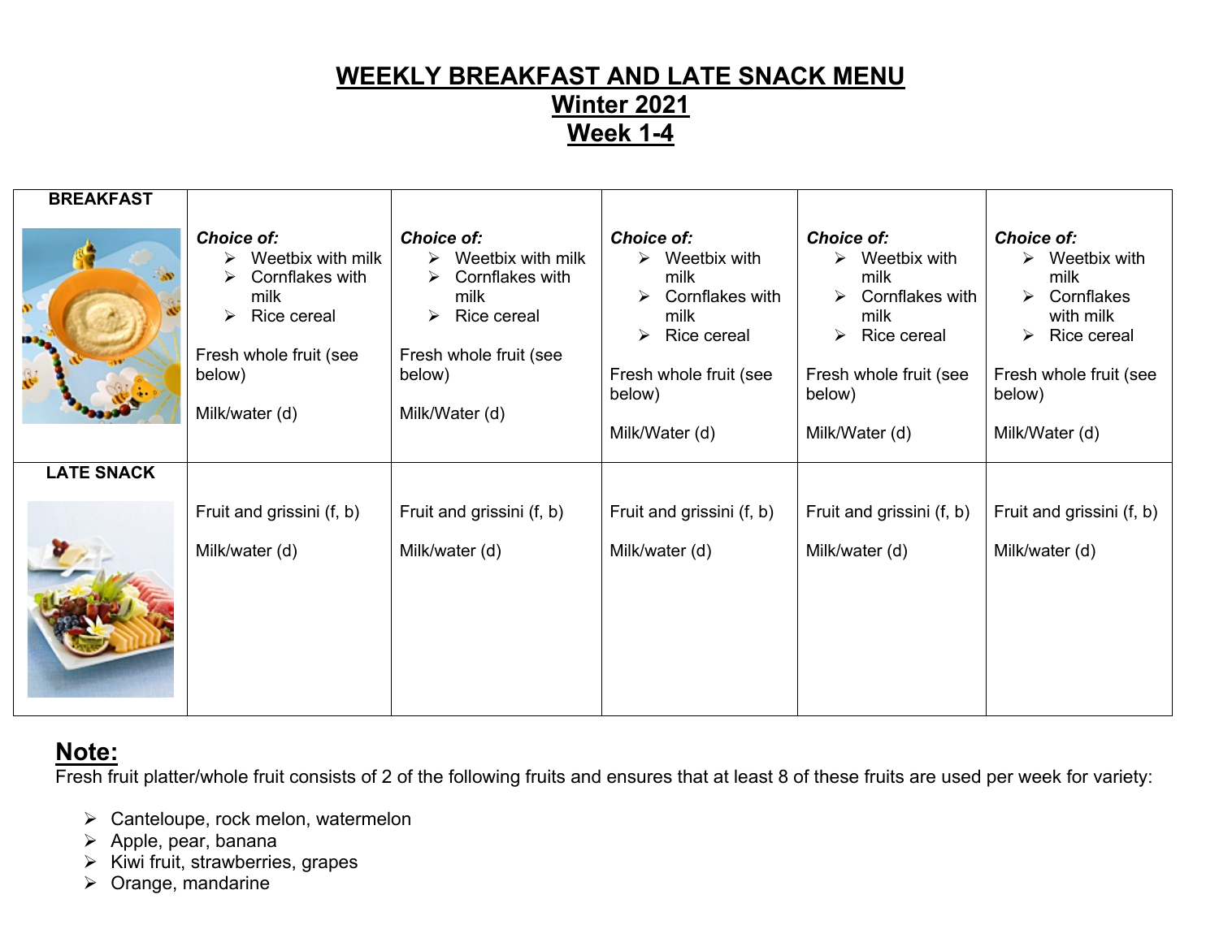# WEEKLY BREAKFAST AND LATE SNACK MENU

## Winter 2021

## Week 1-4

| | | | | | |
|---|---|---|---|---|---|
| **BREAKFAST** | ***Choice of:***<br>➢ Weetbix with milk<br>➢ Cornflakes with milk<br>➢ Rice cereal<br><br>Fresh whole fruit (see below)<br><br>Milk/water (d) | ***Choice of:***<br>➢ Weetbix with milk<br>➢ Cornflakes with milk<br>➢ Rice cereal<br><br>Fresh whole fruit (see below)<br><br>Milk/Water (d) | ***Choice of:***<br>➢ Weetbix with milk<br>➢ Cornflakes with milk<br>➢ Rice cereal<br><br>Fresh whole fruit (see below)<br><br>Milk/Water (d) | ***Choice of:***<br>➢ Weetbix with milk<br>➢ Cornflakes with milk<br>➢ Rice cereal<br><br>Fresh whole fruit (see below)<br><br>Milk/Water (d) | ***Choice of:***<br>➢ Weetbix with milk<br>➢ Cornflakes with milk<br>➢ Rice cereal<br><br>Fresh whole fruit (see below)<br><br>Milk/Water (d) |
| **LATE SNACK** | Fruit and grissini (f, b)<br><br>Milk/water (d) | Fruit and grissini (f, b)<br><br>Milk/water (d) | Fruit and grissini (f, b)<br><br>Milk/water (d) | Fruit and grissini (f, b)<br><br>Milk/water (d) | Fruit and grissini (f, b)<br><br>Milk/water (d) |

## Note:

Fresh fruit platter/whole fruit consists of 2 of the following fruits and ensures that at least 8 of these fruits are used per week for variety:

- Canteloupe, rock melon, watermelon
- Apple, pear, banana
- Kiwi fruit, strawberries, grapes
- Orange, mandarine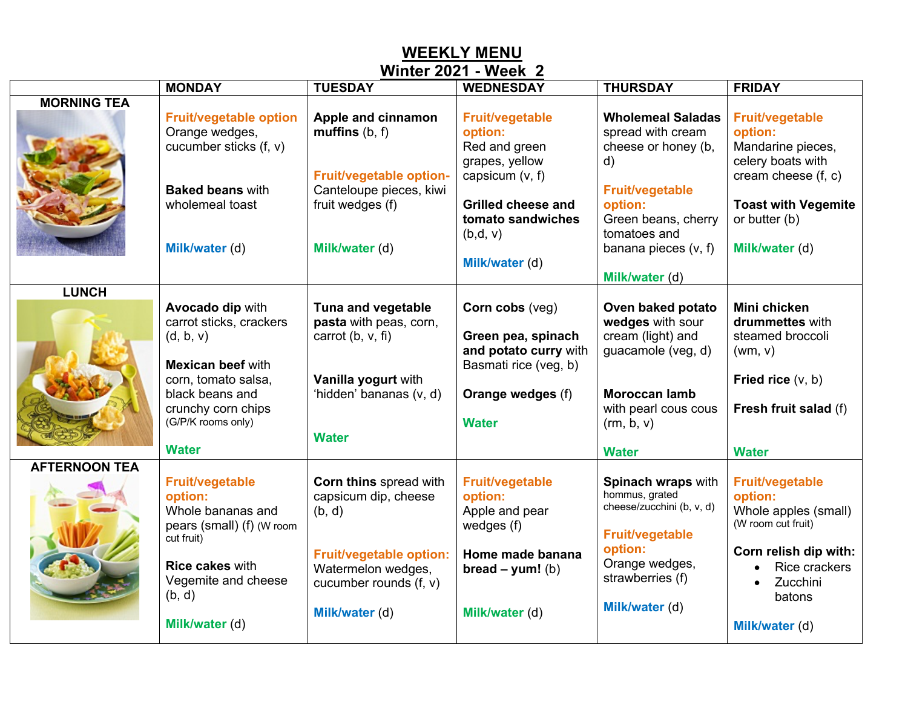# WEEKLY MENU
## Winter 2021 - Week 2

| | MONDAY | TUESDAY | WEDNESDAY | THURSDAY | FRIDAY |
|---|---|---|---|---|---|
| **MORNING TEA** | **Fruit/vegetable option** Orange wedges, cucumber sticks (f, v)<br><br>**Baked beans** with wholemeal toast<br><br>**Milk/water** (d) | **Apple and cinnamon muffins** (b, f)<br><br>**Fruit/vegetable option-** Canteloupe pieces, kiwi fruit wedges (f)<br><br>**Milk/water** (d) | **Fruit/vegetable option:** Red and green grapes, yellow capsicum (v, f)<br><br>**Grilled cheese and tomato sandwiches** (b,d, v)<br><br>**Milk/water** (d) | **Wholemeal Saladas** spread with cream cheese or honey (b, d)<br><br>**Fruit/vegetable option:** Green beans, cherry tomatoes and banana pieces (v, f)<br><br>**Milk/water** (d) | **Fruit/vegetable option:** Mandarine pieces, celery boats with cream cheese (f, c)<br><br>**Toast with Vegemite** or butter (b)<br><br>**Milk/water** (d) |
| **LUNCH** | **Avocado dip** with carrot sticks, crackers (d, b, v)<br><br>**Mexican beef** with corn, tomato salsa, black beans and crunchy corn chips (G/P/K rooms only)<br><br>**Water** | **Tuna and vegetable pasta** with peas, corn, carrot (b, v, fi)<br><br>**Vanilla yogurt** with 'hidden' bananas (v, d)<br><br>**Water** | **Corn cobs** (veg)<br><br>**Green pea, spinach and potato curry** with Basmati rice (veg, b)<br><br>**Orange wedges** (f)<br><br>**Water** | **Oven baked potato wedges** with sour cream (light) and guacamole (veg, d)<br><br>**Moroccan lamb** with pearl cous cous (rm, b, v)<br><br>**Water** | **Mini chicken drummettes** with steamed broccoli (wm, v)<br><br>**Fried rice** (v, b)<br><br>**Fresh fruit salad** (f)<br><br>**Water** |
| **AFTERNOON TEA** | **Fruit/vegetable option:** Whole bananas and pears (small) (f) (W room cut fruit)<br><br>**Rice cakes** with Vegemite and cheese (b, d)<br><br>**Milk/water** (d) | **Corn thins** spread with capsicum dip, cheese (b, d)<br><br>**Fruit/vegetable option:** Watermelon wedges, cucumber rounds (f, v)<br><br>**Milk/water** (d) | **Fruit/vegetable option:** Apple and pear wedges (f)<br><br>**Home made banana bread – yum!** (b)<br><br>**Milk/water** (d) | **Spinach wraps** with hommus, grated cheese/zucchini (b, v, d)<br><br>**Fruit/vegetable option:** Orange wedges, strawberries (f)<br><br>**Milk/water** (d) | **Fruit/vegetable option:** Whole apples (small) (W room cut fruit)<br><br>**Corn relish dip with:**<br>• Rice crackers<br>• Zucchini batons<br><br>**Milk/water** (d) |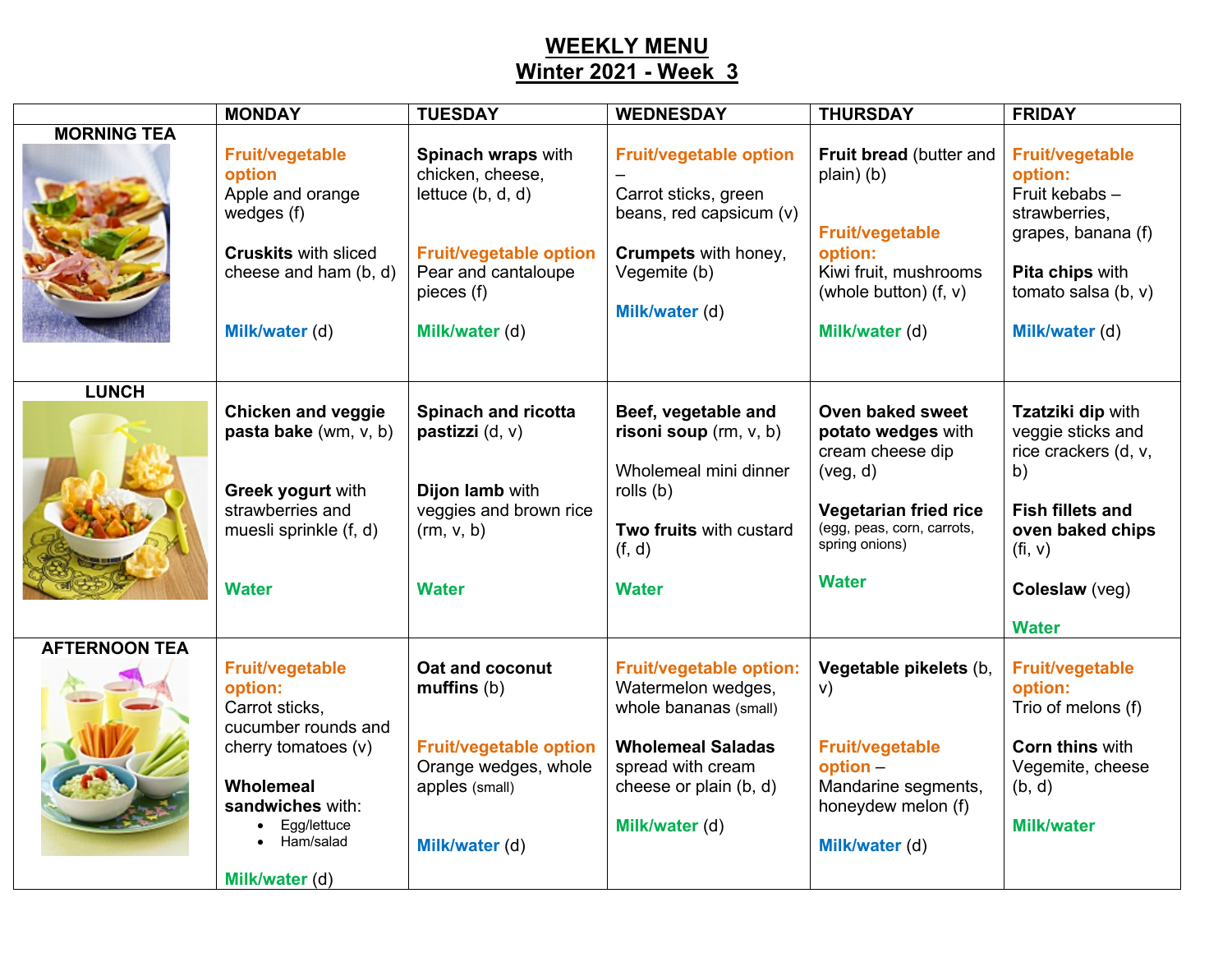# WEEKLY MENU
# Winter 2021 - Week 3

| | MONDAY | TUESDAY | WEDNESDAY | THURSDAY | FRIDAY |
|---|---|---|---|---|---|
| **MORNING TEA** | **Fruit/vegetable option** Apple and orange wedges (f)<br><br>**Cruskits** with sliced cheese and ham (b, d)<br><br>**Milk/water** (d) | **Spinach wraps** with chicken, cheese, lettuce (b, d, d)<br><br>**Fruit/vegetable option** Pear and cantaloupe pieces (f)<br><br>**Milk/water** (d) | **Fruit/vegetable option** – Carrot sticks, green beans, red capsicum (v)<br><br>**Crumpets** with honey, Vegemite (b)<br><br>**Milk/water** (d) | **Fruit bread** (butter and plain) (b)<br><br>**Fruit/vegetable option:** Kiwi fruit, mushrooms (whole button) (f, v)<br><br>**Milk/water** (d) | **Fruit/vegetable option:** Fruit kebabs – strawberries, grapes, banana (f)<br><br>**Pita chips** with tomato salsa (b, v)<br><br>**Milk/water** (d) |
| **LUNCH** | **Chicken and veggie pasta bake** (wm, v, b)<br><br>**Greek yogurt** with strawberries and muesli sprinkle (f, d)<br><br>**Water** | **Spinach and ricotta pastizzi** (d, v)<br><br>**Dijon lamb** with veggies and brown rice (rm, v, b)<br><br>**Water** | **Beef, vegetable and risoni soup** (rm, v, b)<br><br>Wholemeal mini dinner rolls (b)<br><br>**Two fruits with custard** (f, d)<br><br>**Water** | **Oven baked sweet potato wedges** with cream cheese dip (veg, d)<br><br>**Vegetarian fried rice** (egg, peas, corn, carrots, spring onions)<br><br>**Water** | **Tzatziki dip** with veggie sticks and rice crackers (d, v, b)<br><br>**Fish fillets and oven baked chips** (fi, v)<br><br>**Coleslaw** (veg)<br><br>**Water** |
| **AFTERNOON TEA** | **Fruit/vegetable option:** Carrot sticks, cucumber rounds and cherry tomatoes (v)<br><br>**Wholemeal sandwiches** with:<br>• Egg/lettuce<br>• Ham/salad<br><br>**Milk/water** (d) | **Oat and coconut muffins** (b)<br><br>**Fruit/vegetable option** Orange wedges, whole apples (small)<br><br>**Milk/water** (d) | **Fruit/vegetable option:** Watermelon wedges, whole bananas (small)<br><br>**Wholemeal Saladas** spread with cream cheese or plain (b, d)<br><br>**Milk/water** (d) | **Vegetable pikelets** (b, v)<br><br>**Fruit/vegetable option** – Mandarine segments, honeydew melon (f)<br><br>**Milk/water** (d) | **Fruit/vegetable option:** Trio of melons (f)<br><br>**Corn thins** with Vegemite, cheese (b, d)<br><br>**Milk/water** |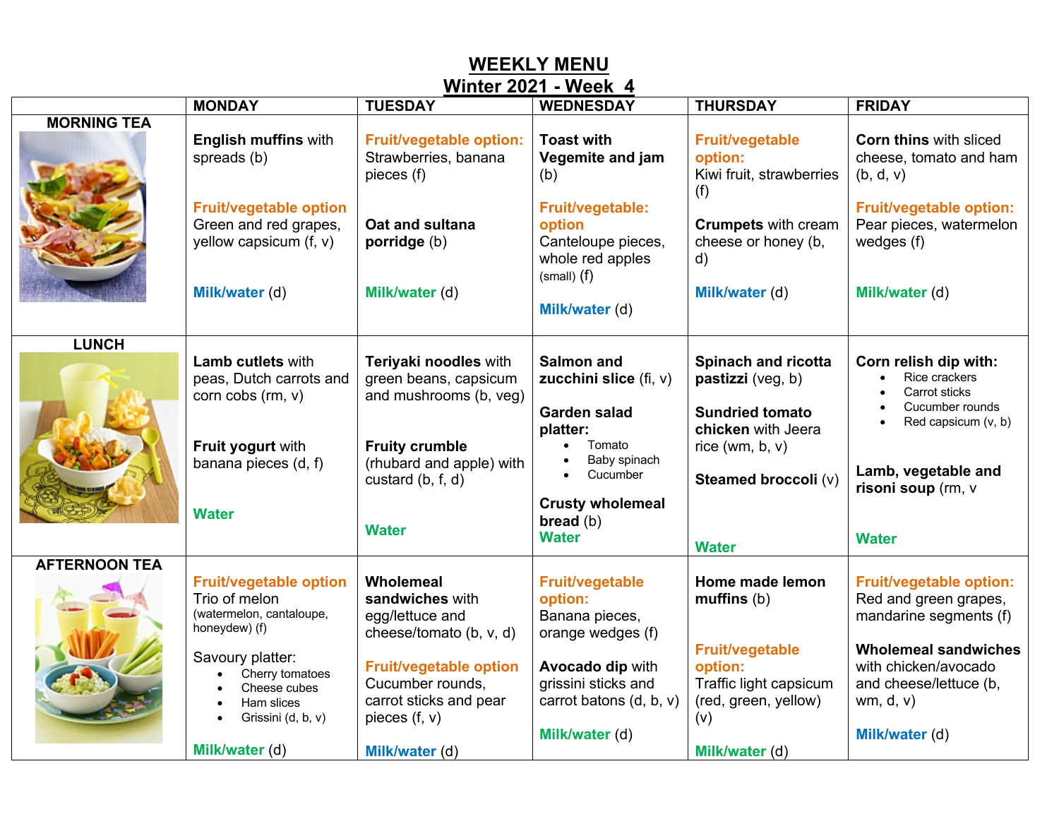# WEEKLY MENU

## Winter 2021 - Week 4

| | MONDAY | TUESDAY | WEDNESDAY | THURSDAY | FRIDAY |
|---|---|---|---|---|---|
| **MORNING TEA** | **English muffins** with spreads (b)<br><br>Fruit/vegetable option<br>Green and red grapes, yellow capsicum (f, v)<br><br>Milk/water (d) | Fruit/vegetable option:<br>Strawberries, banana pieces (f)<br><br>**Oat and sultana porridge** (b)<br><br>Milk/water (d) | **Toast with Vegemite and jam** (b)<br><br>Fruit/vegetable: option<br>Canteloupe pieces, whole red apples (small) (f)<br><br>Milk/water (d) | Fruit/vegetable option:<br>Kiwi fruit, strawberries (f)<br><br>**Crumpets** with cream cheese or honey (b, d)<br><br>Milk/water (d) | **Corn thins** with sliced cheese, tomato and ham (b, d, v)<br><br>Fruit/vegetable option:<br>Pear pieces, watermelon wedges (f)<br><br>Milk/water (d) |
| **LUNCH** | **Lamb cutlets** with peas, Dutch carrots and corn cobs (rm, v)<br><br>**Fruit yogurt** with banana pieces (d, f)<br><br>Water | **Teriyaki noodles** with green beans, capsicum and mushrooms (b, veg)<br><br>**Fruity crumble** (rhubard and apple) with custard (b, f, d)<br><br>Water | **Salmon and zucchini slice** (fi, v)<br><br>**Garden salad platter:**<br>• Tomato<br>• Baby spinach<br>• Cucumber<br><br>**Crusty wholemeal bread** (b)<br>Water | **Spinach and ricotta pastizzi** (veg, b)<br><br>**Sundried tomato chicken** with Jeera rice (wm, b, v)<br><br>**Steamed broccoli** (v)<br><br>Water | **Corn relish dip with:**<br>• Rice crackers<br>• Carrot sticks<br>• Cucumber rounds<br>• Red capsicum (v, b)<br><br>**Lamb, vegetable and risoni soup** (rm, v<br><br>Water |
| **AFTERNOON TEA** | Fruit/vegetable option<br>Trio of melon (watermelon, cantaloupe, honeydew) (f)<br><br>Savoury platter:<br>• Cherry tomatoes<br>• Cheese cubes<br>• Ham slices<br>• Grissini (d, b, v)<br><br>Milk/water (d) | **Wholemeal sandwiches** with egg/lettuce and cheese/tomato (b, v, d)<br><br>Fruit/vegetable option<br>Cucumber rounds, carrot sticks and pear pieces (f, v)<br><br>Milk/water (d) | Fruit/vegetable option:<br>Banana pieces, orange wedges (f)<br><br>**Avocado dip** with grissini sticks and carrot batons (d, b, v)<br><br>Milk/water (d) | **Home made lemon muffins** (b)<br><br>Fruit/vegetable option:<br>Traffic light capsicum (red, green, yellow) (v)<br><br>Milk/water (d) | Fruit/vegetable option:<br>Red and green grapes, mandarine segments (f)<br><br>**Wholemeal sandwiches** with chicken/avocado and cheese/lettuce (b, wm, d, v)<br><br>Milk/water (d) |